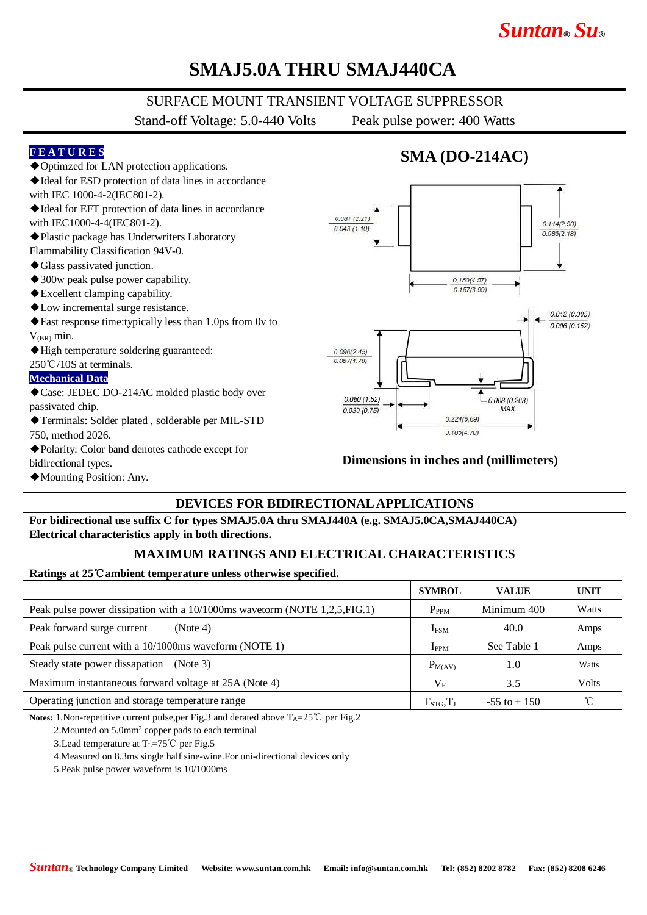Suntan® Su®

# SMAJ5.0A THRU SMAJ440CA

SURFACE MOUNT TRANSIENT VOLTAGE SUPPRESSOR

Stand-off Voltage: 5.0-440 Volts    Peak pulse power: 400 Watts

## FEATURES

- ◆Optimzed for LAN protection applications.
- ◆Ideal for ESD protection of data lines in accordance with IEC 1000-4-2(IEC801-2).
- ◆Ideal for EFT protection of data lines in accordance with IEC1000-4-4(IEC801-2).
- ◆Plastic package has Underwriters Laboratory Flammability Classification 94V-0.
- ◆Glass passivated junction.
- ◆300w peak pulse power capability.
- ◆Excellent clamping capability.
- ◆Low incremental surge resistance.
- ◆Fast response time:typically less than 1.0ps from 0v to $V_{(BR)}$ min.
- ◆High temperature soldering guaranteed: 250℃/10S at terminals.

## Mechanical Data

- ◆Case: JEDEC DO-214AC molded plastic body over passivated chip.
- ◆Terminals: Solder plated , solderable per MIL-STD 750, method 2026.
- ◆Polarity: Color band denotes cathode except for bidirectional types.
- ◆Mounting Position: Any.

## SMA (DO-214AC)

0.087 (2.21) / 0.043 (1.10)

0.114(2.90) / 0.086(2.18)

0.180(4.57) / 0.157(3.99)

0.012 (0.305) / 0.006 (0.152)

0.096(2.45) / 0.067(1.70)

0.060 (1.52) / 0.030 (0.75)

0.008 (0.203) MAX.

0.224(5.69) / 0.185(4.70)

**Dimensions in inches and (millimeters)**

## DEVICES FOR BIDIRECTIONAL APPLICATIONS

**For bidirectional use suffix C for types SMAJ5.0A thru SMAJ440A (e.g. SMAJ5.0CA,SMAJ440CA)**
**Electrical characteristics apply in both directions.**

## MAXIMUM RATINGS AND ELECTRICAL CHARACTERISTICS

**Ratings at 25℃ambient temperature unless otherwise specified.**

| | SYMBOL | VALUE | UNIT |
|---|---|---|---|
| Peak pulse power dissipation with a 10/1000ms wavetorm (NOTE 1,2,5,FIG.1) | $P_{PPM}$ | Minimum 400 | Watts |
| Peak forward surge current (Note 4) | $I_{FSM}$ | 40.0 | Amps |
| Peak pulse current with a 10/1000ms waveform (NOTE 1) | $I_{PPM}$ | See Table 1 | Amps |
| Steady state power dissapation (Note 3) | $P_{M(AV)}$ | 1.0 | Watts |
| Maximum instantaneous forward voltage at 25A (Note 4) | $V_F$ | 3.5 | Volts |
| Operating junction and storage temperature range | $T_{STG}$,$T_J$ | -55 to + 150 | ℃ |

**Notes:** 1.Non-repetitive current pulse,per Fig.3 and derated above $T_A$=25℃ per Fig.2

2.Mounted on 5.0mm² copper pads to each terminal

3.Lead temperature at $T_L$=75℃ per Fig.5

4.Measured on 8.3ms single half sine-wine.For uni-directional devices only

5.Peak pulse power waveform is 10/1000ms

Suntan® Technology Company Limited   Website: www.suntan.com.hk   Email: info@suntan.com.hk   Tel: (852) 8202 8782   Fax: (852) 8208 6246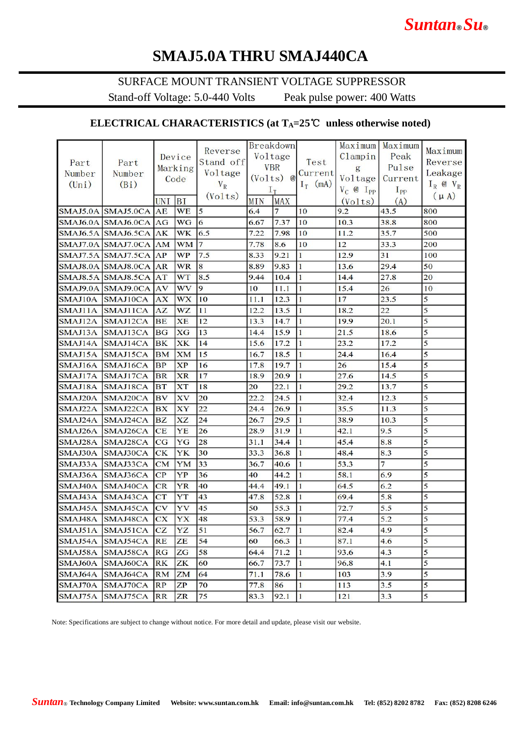# SMAJ5.0A THRU SMAJ440CA

SURFACE MOUNT TRANSIENT VOLTAGE SUPPRESSOR

Stand-off Voltage: 5.0-440 Volts    Peak pulse power: 400 Watts

## ELECTRICAL CHARACTERISTICS (at $T_A$=25℃ unless otherwise noted)

| Part Number (Uni) | Part Number (Bi) | Device Marking Code | | Reverse Stand off Voltage $V_R$ (Volts) | Breakdown Voltage VBR (Volts) @ $I_T$ | | Test Current $I_T$ (mA) | Maximum Clamping Voltage $V_C$ @ $I_{PP}$ (Volts) | Maximum Peak Pulse Current $I_{PP}$ (A) | Maximum Reverse Leakage $I_R$ @ $V_R$ (μA) |
|---|---|---|---|---|---|---|---|---|---|---|
| | | UNI | BI | | MIN | MAX | | | | |
| SMAJ5.0A | SMAJ5.0CA | AE | WE | 5 | 6.4 | 7 | 10 | 9.2 | 43.5 | 800 |
| SMAJ6.0A | SMAJ6.0CA | AG | WG | 6 | 6.67 | 7.37 | 10 | 10.3 | 38.8 | 800 |
| SMAJ6.5A | SMAJ6.5CA | AK | WK | 6.5 | 7.22 | 7.98 | 10 | 11.2 | 35.7 | 500 |
| SMAJ7.0A | SMAJ7.0CA | AM | WM | 7 | 7.78 | 8.6 | 10 | 12 | 33.3 | 200 |
| SMAJ7.5A | SMAJ7.5CA | AP | WP | 7.5 | 8.33 | 9.21 | 1 | 12.9 | 31 | 100 |
| SMAJ8.0A | SMAJ8.0CA | AR | WR | 8 | 8.89 | 9.83 | 1 | 13.6 | 29.4 | 50 |
| SMAJ8.5A | SMAJ8.5CA | AT | WT | 8.5 | 9.44 | 10.4 | 1 | 14.4 | 27.8 | 20 |
| SMAJ9.0A | SMAJ9.0CA | AV | WV | 9 | 10 | 11.1 | 1 | 15.4 | 26 | 10 |
| SMAJ10A | SMAJ10CA | AX | WX | 10 | 11.1 | 12.3 | 1 | 17 | 23.5 | 5 |
| SMAJ11A | SMAJ11CA | AZ | WZ | 11 | 12.2 | 13.5 | 1 | 18.2 | 22 | 5 |
| SMAJ12A | SMAJ12CA | BE | XE | 12 | 13.3 | 14.7 | 1 | 19.9 | 20.1 | 5 |
| SMAJ13A | SMAJ13CA | BG | XG | 13 | 14.4 | 15.9 | 1 | 21.5 | 18.6 | 5 |
| SMAJ14A | SMAJ14CA | BK | XK | 14 | 15.6 | 17.2 | 1 | 23.2 | 17.2 | 5 |
| SMAJ15A | SMAJ15CA | BM | XM | 15 | 16.7 | 18.5 | 1 | 24.4 | 16.4 | 5 |
| SMAJ16A | SMAJ16CA | BP | XP | 16 | 17.8 | 19.7 | 1 | 26 | 15.4 | 5 |
| SMAJ17A | SMAJ17CA | BR | XR | 17 | 18.9 | 20.9 | 1 | 27.6 | 14.5 | 5 |
| SMAJ18A | SMAJ18CA | BT | XT | 18 | 20 | 22.1 | 1 | 29.2 | 13.7 | 5 |
| SMAJ20A | SMAJ20CA | BV | XV | 20 | 22.2 | 24.5 | 1 | 32.4 | 12.3 | 5 |
| SMAJ22A | SMAJ22CA | BX | XY | 22 | 24.4 | 26.9 | 1 | 35.5 | 11.3 | 5 |
| SMAJ24A | SMAJ24CA | BZ | XZ | 24 | 26.7 | 29.5 | 1 | 38.9 | 10.3 | 5 |
| SMAJ26A | SMAJ26CA | CE | YE | 26 | 28.9 | 31.9 | 1 | 42.1 | 9.5 | 5 |
| SMAJ28A | SMAJ28CA | CG | YG | 28 | 31.1 | 34.4 | 1 | 45.4 | 8.8 | 5 |
| SMAJ30A | SMAJ30CA | CK | YK | 30 | 33.3 | 36.8 | 1 | 48.4 | 8.3 | 5 |
| SMAJ33A | SMAJ33CA | CM | YM | 33 | 36.7 | 40.6 | 1 | 53.3 | 7 | 5 |
| SMAJ36A | SMAJ36CA | CP | YP | 36 | 40 | 44.2 | 1 | 58.1 | 6.9 | 5 |
| SMAJ40A | SMAJ40CA | CR | YR | 40 | 44.4 | 49.1 | 1 | 64.5 | 6.2 | 5 |
| SMAJ43A | SMAJ43CA | CT | YT | 43 | 47.8 | 52.8 | 1 | 69.4 | 5.8 | 5 |
| SMAJ45A | SMAJ45CA | CV | YV | 45 | 50 | 55.3 | 1 | 72.7 | 5.5 | 5 |
| SMAJ48A | SMAJ48CA | CX | YX | 48 | 53.3 | 58.9 | 1 | 77.4 | 5.2 | 5 |
| SMAJ51A | SMAJ51CA | CZ | YZ | 51 | 56.7 | 62.7 | 1 | 82.4 | 4.9 | 5 |
| SMAJ54A | SMAJ54CA | RE | ZE | 54 | 60 | 66.3 | 1 | 87.1 | 4.6 | 5 |
| SMAJ58A | SMAJ58CA | RG | ZG | 58 | 64.4 | 71.2 | 1 | 93.6 | 4.3 | 5 |
| SMAJ60A | SMAJ60CA | RK | ZK | 60 | 66.7 | 73.7 | 1 | 96.8 | 4.1 | 5 |
| SMAJ64A | SMAJ64CA | RM | ZM | 64 | 71.1 | 78.6 | 1 | 103 | 3.9 | 5 |
| SMAJ70A | SMAJ70CA | RP | ZP | 70 | 77.8 | 86 | 1 | 113 | 3.5 | 5 |
| SMAJ75A | SMAJ75CA | RR | ZR | 75 | 83.3 | 92.1 | 1 | 121 | 3.3 | 5 |

Note: Specifications are subject to change without notice. For more detail and update, please visit our website.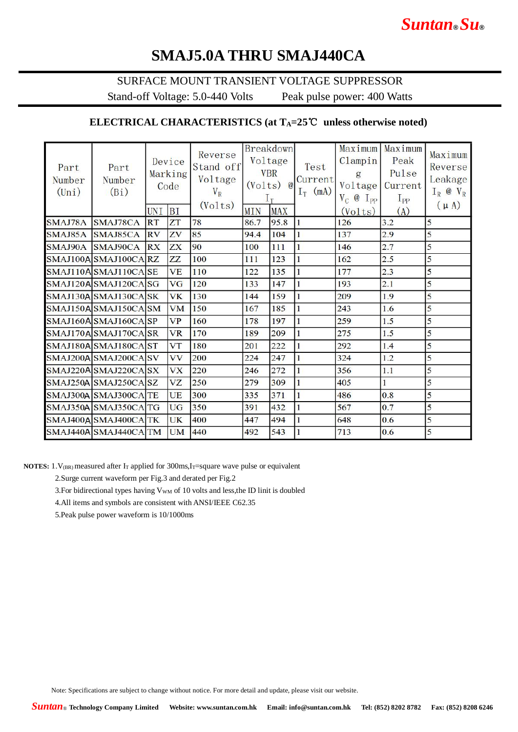# SMAJ5.0A THRU SMAJ440CA

SURFACE MOUNT TRANSIENT VOLTAGE SUPPRESSOR

Stand-off Voltage: 5.0-440 Volts Peak pulse power: 400 Watts

## ELECTRICAL CHARACTERISTICS (at $T_A$=25℃ unless otherwise noted)

| Part Number (Uni) | Part Number (Bi) | Device Marking Code | | Reverse Stand off Voltage $V_R$ (Volts) | Breakdown Voltage VBR (Volts) @ $I_T$ | | Test Current $I_T$ (mA) | Maximum Clamping Voltage $V_C$ @ $I_{PP}$ (Volts) | Maximum Peak Pulse Current $I_{PP}$ (A) | Maximum Reverse Leakage $I_R$ @ $V_R$ (μA) |
|---|---|---|---|---|---|---|---|---|---|---|
| | | UNI | BI | | MIN | MAX | | | | |
| SMAJ78A | SMAJ78CA | RT | ZT | 78 | 86.7 | 95.8 | 1 | 126 | 3.2 | 5 |
| SMAJ85A | SMAJ85CA | RV | ZV | 85 | 94.4 | 104 | 1 | 137 | 2.9 | 5 |
| SMAJ90A | SMAJ90CA | RX | ZX | 90 | 100 | 111 | 1 | 146 | 2.7 | 5 |
| SMAJ100A | SMAJ100CA | RZ | ZZ | 100 | 111 | 123 | 1 | 162 | 2.5 | 5 |
| SMAJ110A | SMAJ110CA | SE | VE | 110 | 122 | 135 | 1 | 177 | 2.3 | 5 |
| SMAJ120A | SMAJ120CA | SG | VG | 120 | 133 | 147 | 1 | 193 | 2.1 | 5 |
| SMAJ130A | SMAJ130CA | SK | VK | 130 | 144 | 159 | 1 | 209 | 1.9 | 5 |
| SMAJ150A | SMAJ150CA | SM | VM | 150 | 167 | 185 | 1 | 243 | 1.6 | 5 |
| SMAJ160A | SMAJ160CA | SP | VP | 160 | 178 | 197 | 1 | 259 | 1.5 | 5 |
| SMAJ170A | SMAJ170CA | SR | VR | 170 | 189 | 209 | 1 | 275 | 1.5 | 5 |
| SMAJ180A | SMAJ180CA | ST | VT | 180 | 201 | 222 | 1 | 292 | 1.4 | 5 |
| SMAJ200A | SMAJ200CA | SV | VV | 200 | 224 | 247 | 1 | 324 | 1.2 | 5 |
| SMAJ220A | SMAJ220CA | SX | VX | 220 | 246 | 272 | 1 | 356 | 1.1 | 5 |
| SMAJ250A | SMAJ250CA | SZ | VZ | 250 | 279 | 309 | 1 | 405 | 1 | 5 |
| SMAJ300A | SMAJ300CA | TE | UE | 300 | 335 | 371 | 1 | 486 | 0.8 | 5 |
| SMAJ350A | SMAJ350CA | TG | UG | 350 | 391 | 432 | 1 | 567 | 0.7 | 5 |
| SMAJ400A | SMAJ400CA | TK | UK | 400 | 447 | 494 | 1 | 648 | 0.6 | 5 |
| SMAJ440A | SMAJ440CA | TM | UM | 440 | 492 | 543 | 1 | 713 | 0.6 | 5 |

**NOTES:** 1.$V_{(BR)}$ measured after $I_T$ applied for 300ms,$I_T$=square wave pulse or equivalent

2.Surge current waveform per Fig.3 and derated per Fig.2

3.For bidirectional types having $V_{WM}$ of 10 volts and less,the ID linit is doubled

4.All items and symbols are consistent with ANSI/IEEE C62.35

5.Peak pulse power waveform is 10/1000ms

Note: Specifications are subject to change without notice. For more detail and update, please visit our website.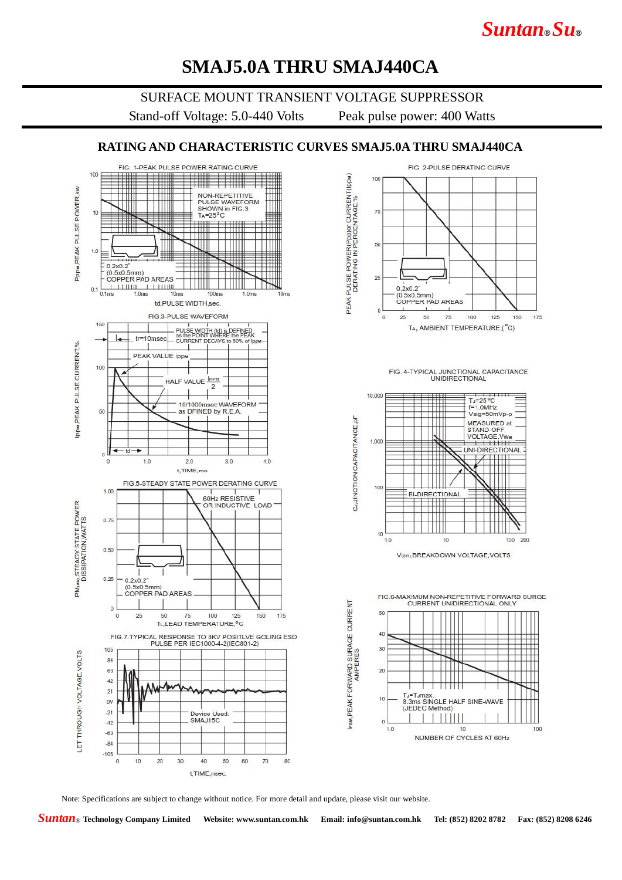# SMAJ5.0A THRU SMAJ440CA

SURFACE MOUNT TRANSIENT VOLTAGE SUPPRESSOR

Stand-off Voltage: 5.0-440 Volts    Peak pulse power: 400 Watts

## RATING AND CHARACTERISTIC CURVES SMAJ5.0A THRU SMAJ440CA

FIG. 1-PEAK PULSE POWER RATING CURVE

$P_{PPM}$,PEAK PULSE POWER,kw

100
10
1.0
0.1

NON-REPETITIVE
PULSE WAVEFORM
SHOWN in FIG.3
$T_A$=25°C

0.2x0.2"
(0.5x0.5mm)
COPPER PAD AREAS

0.1ms 1.0ms 10ms 100ms 1.0ms 10ms

td,PULSE WIDTH,sec.

FIG. 2-PULSE DERATING CURVE

PEAK PULSE POWER($P_{PP}$)or CURRENT($I_{PPM}$)
DERATING IN PERCENTAGE,%

100
75
50
25
0

0.2x0.2"
(0.5x0.5mm)
COPPER PAD AREAS

0 25 50 75 100 125 150 175

$T_A$, AMBIENT TEMPERATURE,(°C)

FIG.3-PULSE WAVEFORM

$I_{PPM}$,PEAK PULSE CURRENT,%

150
100
50
0

tr=10msec

PULSE WIDTH (td) is DEFINED
as the POINT WHERE the PEAK
CURRENT DECAYS to 50% of $I_{PPM}$

PEAK VALUE $I_{PPM}$

HALF VALUE $\frac{I_{PPM}}{2}$

10/1000msec WAVEFORM
as DFINED by R.E.A.

td

0 1.0 2.0 3.0 4.0

t,TIME,ms

FIG. 4-TYPICAL JUNCTIONAL CAPACITANCE
UNIDIRECTIONAL

$C_J$,JUNCTION CAPACITANCE,pF

10,000
1,000
100
10

$T_J$=25°C
f=1.0MHz
Vsig=50mVp-p

MEASURED at
STAND-OFF
VOLTAGE,$V_{WM}$

UNI-DIRECTIONAL

BI-DIRECTIONAL

1.0 10 100 200

$V_{(BR)}$,BREAKDOWN VOLTAGE,VOLTS

FIG.5-STEADY STATE POWER DERATING CURVE

$P_{M(AV)}$,STEADY STATE POWER
DISSIPATION,WATTS

1.00
0.75
0.50
0.25
0

60Hz RESISTIVE
OR INDUCTIVE LOAD

0.2x0.2"
(0.5x0.5mm)
COPPER PAD AREAS

0 25 50 75 100 125 150 175

$T_L$,LEAD TEMPERATURE,°C

FIG.6-MAXIMUM NON-REPETITIVE FORWARD SURGE
CURRENT UNIDIRECTIONAL ONLY

$I_{FSM}$,PEAK FORWARD SURAGE CURRENT
AMPERES

50
40
30
20
10
0

$T_J$=$T_J$max.
8.3ms SINGLE HALF SINE-WAVE
(JEDEC Method)

1.0 10 100

NUMBER OF CYCLES AT 60Hz

FIG.7-TYPICAL RESPONSE TO 8KV POSITLVE GOLING ESD
PULSE PER IEC1000-4-2(IEC801-2)

LET THROUGH VOLTAGE,VOLTS

105
84
63
42
21
0V
-21
-42
-63
-84
-105

Device Used:
SMAJ15C

0 10 20 30 40 50 60 70 80

t,TIME,nsec.

Note: Specifications are subject to change without notice. For more detail and update, please visit our website.

Suntan® Technology Company Limited    Website: www.suntan.com.hk    Email: info@suntan.com.hk    Tel: (852) 8202 8782    Fax: (852) 8208 6246